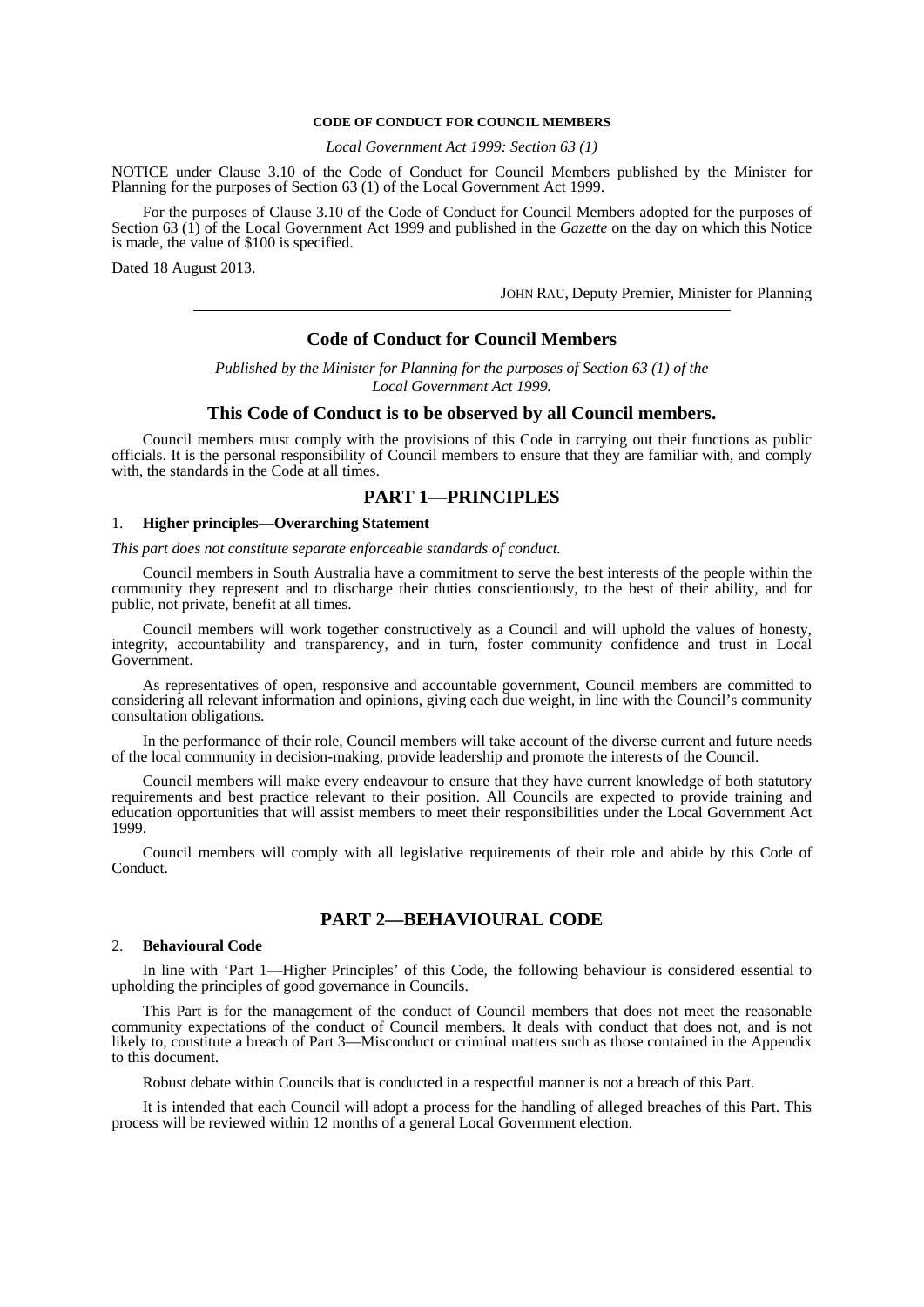**CODE OF CONDUCT FOR COUNCIL MEMBERS**

*Local Government Act 1999: Section 63 (1)*

NOTICE under Clause 3.10 of the Code of Conduct for Council Members published by the Minister for Planning for the purposes of Section 63 (1) of the Local Government Act 1999.

For the purposes of Clause 3.10 of the Code of Conduct for Council Members adopted for the purposes of Section 63 (1) of the Local Government Act 1999 and published in the *Gazette* on the day on which this Notice is made, the value of $100 is specified.

Dated 18 August 2013.

JOHN RAU, Deputy Premier, Minister for Planning

---

## Code of Conduct for Council Members

*Published by the Minister for Planning for the purposes of Section 63 (1) of the Local Government Act 1999.*

### This Code of Conduct is to be observed by all Council members.

Council members must comply with the provisions of this Code in carrying out their functions as public officials. It is the personal responsibility of Council members to ensure that they are familiar with, and comply with, the standards in the Code at all times.

## PART 1—PRINCIPLES

### 1. Higher principles—Overarching Statement

*This part does not constitute separate enforceable standards of conduct.*

Council members in South Australia have a commitment to serve the best interests of the people within the community they represent and to discharge their duties conscientiously, to the best of their ability, and for public, not private, benefit at all times.

Council members will work together constructively as a Council and will uphold the values of honesty, integrity, accountability and transparency, and in turn, foster community confidence and trust in Local Government.

As representatives of open, responsive and accountable government, Council members are committed to considering all relevant information and opinions, giving each due weight, in line with the Council's community consultation obligations.

In the performance of their role, Council members will take account of the diverse current and future needs of the local community in decision-making, provide leadership and promote the interests of the Council.

Council members will make every endeavour to ensure that they have current knowledge of both statutory requirements and best practice relevant to their position. All Councils are expected to provide training and education opportunities that will assist members to meet their responsibilities under the Local Government Act 1999.

Council members will comply with all legislative requirements of their role and abide by this Code of Conduct.

## PART 2—BEHAVIOURAL CODE

### 2. Behavioural Code

In line with 'Part 1—Higher Principles' of this Code, the following behaviour is considered essential to upholding the principles of good governance in Councils.

This Part is for the management of the conduct of Council members that does not meet the reasonable community expectations of the conduct of Council members. It deals with conduct that does not, and is not likely to, constitute a breach of Part 3—Misconduct or criminal matters such as those contained in the Appendix to this document.

Robust debate within Councils that is conducted in a respectful manner is not a breach of this Part.

It is intended that each Council will adopt a process for the handling of alleged breaches of this Part. This process will be reviewed within 12 months of a general Local Government election.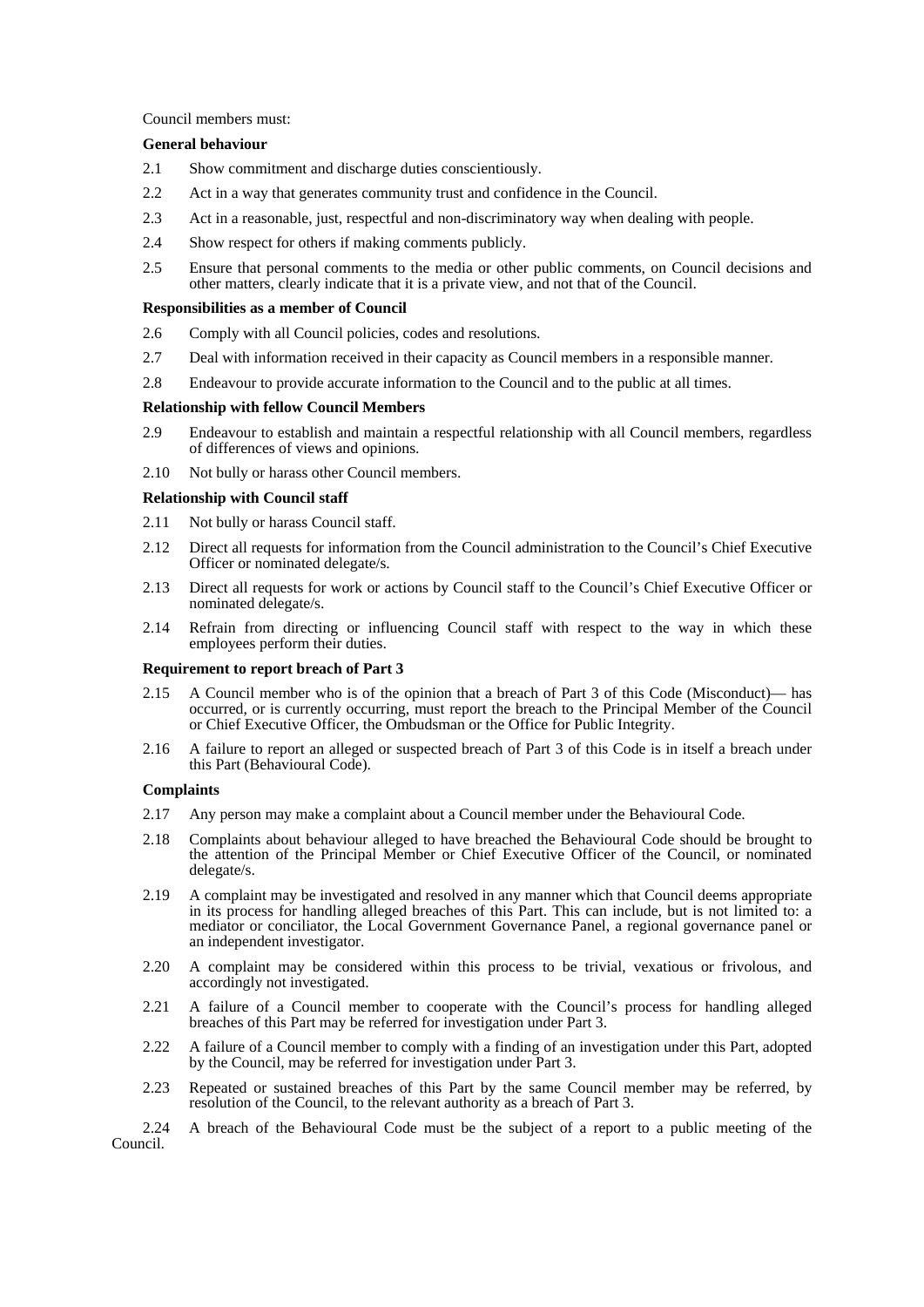Council members must:

**General behaviour**

2.1 Show commitment and discharge duties conscientiously.

2.2 Act in a way that generates community trust and confidence in the Council.

2.3 Act in a reasonable, just, respectful and non-discriminatory way when dealing with people.

2.4 Show respect for others if making comments publicly.

2.5 Ensure that personal comments to the media or other public comments, on Council decisions and other matters, clearly indicate that it is a private view, and not that of the Council.

**Responsibilities as a member of Council**

2.6 Comply with all Council policies, codes and resolutions.

2.7 Deal with information received in their capacity as Council members in a responsible manner.

2.8 Endeavour to provide accurate information to the Council and to the public at all times.

**Relationship with fellow Council Members**

2.9 Endeavour to establish and maintain a respectful relationship with all Council members, regardless of differences of views and opinions.

2.10 Not bully or harass other Council members.

**Relationship with Council staff**

2.11 Not bully or harass Council staff.

2.12 Direct all requests for information from the Council administration to the Council's Chief Executive Officer or nominated delegate/s.

2.13 Direct all requests for work or actions by Council staff to the Council's Chief Executive Officer or nominated delegate/s.

2.14 Refrain from directing or influencing Council staff with respect to the way in which these employees perform their duties.

**Requirement to report breach of Part 3**

2.15 A Council member who is of the opinion that a breach of Part 3 of this Code (Misconduct)— has occurred, or is currently occurring, must report the breach to the Principal Member of the Council or Chief Executive Officer, the Ombudsman or the Office for Public Integrity.

2.16 A failure to report an alleged or suspected breach of Part 3 of this Code is in itself a breach under this Part (Behavioural Code).

**Complaints**

2.17 Any person may make a complaint about a Council member under the Behavioural Code.

2.18 Complaints about behaviour alleged to have breached the Behavioural Code should be brought to the attention of the Principal Member or Chief Executive Officer of the Council, or nominated delegate/s.

2.19 A complaint may be investigated and resolved in any manner which that Council deems appropriate in its process for handling alleged breaches of this Part. This can include, but is not limited to: a mediator or conciliator, the Local Government Governance Panel, a regional governance panel or an independent investigator.

2.20 A complaint may be considered within this process to be trivial, vexatious or frivolous, and accordingly not investigated.

2.21 A failure of a Council member to cooperate with the Council's process for handling alleged breaches of this Part may be referred for investigation under Part 3.

2.22 A failure of a Council member to comply with a finding of an investigation under this Part, adopted by the Council, may be referred for investigation under Part 3.

2.23 Repeated or sustained breaches of this Part by the same Council member may be referred, by resolution of the Council, to the relevant authority as a breach of Part 3.

2.24 A breach of the Behavioural Code must be the subject of a report to a public meeting of the Council.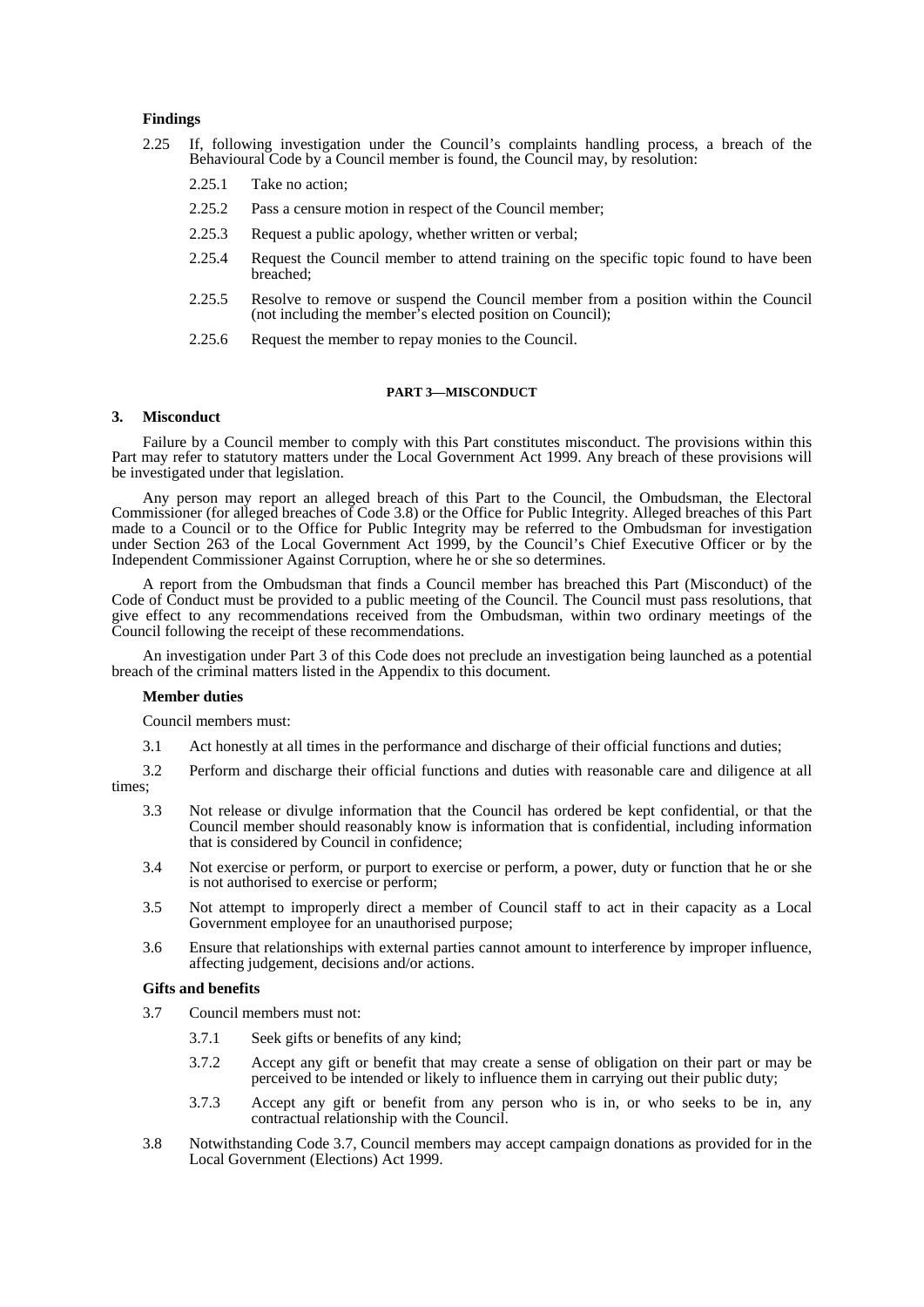**Findings**

2.25 If, following investigation under the Council's complaints handling process, a breach of the Behavioural Code by a Council member is found, the Council may, by resolution:

- 2.25.1 Take no action;
- 2.25.2 Pass a censure motion in respect of the Council member;
- 2.25.3 Request a public apology, whether written or verbal;
- 2.25.4 Request the Council member to attend training on the specific topic found to have been breached;
- 2.25.5 Resolve to remove or suspend the Council member from a position within the Council (not including the member's elected position on Council);
- 2.25.6 Request the member to repay monies to the Council.

## PART 3—MISCONDUCT

### 3. Misconduct

Failure by a Council member to comply with this Part constitutes misconduct. The provisions within this Part may refer to statutory matters under the Local Government Act 1999. Any breach of these provisions will be investigated under that legislation.

Any person may report an alleged breach of this Part to the Council, the Ombudsman, the Electoral Commissioner (for alleged breaches of Code 3.8) or the Office for Public Integrity. Alleged breaches of this Part made to a Council or to the Office for Public Integrity may be referred to the Ombudsman for investigation under Section 263 of the Local Government Act 1999, by the Council's Chief Executive Officer or by the Independent Commissioner Against Corruption, where he or she so determines.

A report from the Ombudsman that finds a Council member has breached this Part (Misconduct) of the Code of Conduct must be provided to a public meeting of the Council. The Council must pass resolutions, that give effect to any recommendations received from the Ombudsman, within two ordinary meetings of the Council following the receipt of these recommendations.

An investigation under Part 3 of this Code does not preclude an investigation being launched as a potential breach of the criminal matters listed in the Appendix to this document.

**Member duties**

Council members must:

3.1 Act honestly at all times in the performance and discharge of their official functions and duties;

3.2 Perform and discharge their official functions and duties with reasonable care and diligence at all times;

3.3 Not release or divulge information that the Council has ordered be kept confidential, or that the Council member should reasonably know is information that is confidential, including information that is considered by Council in confidence;

3.4 Not exercise or perform, or purport to exercise or perform, a power, duty or function that he or she is not authorised to exercise or perform;

3.5 Not attempt to improperly direct a member of Council staff to act in their capacity as a Local Government employee for an unauthorised purpose;

3.6 Ensure that relationships with external parties cannot amount to interference by improper influence, affecting judgement, decisions and/or actions.

**Gifts and benefits**

3.7 Council members must not:

- 3.7.1 Seek gifts or benefits of any kind;
- 3.7.2 Accept any gift or benefit that may create a sense of obligation on their part or may be perceived to be intended or likely to influence them in carrying out their public duty;
- 3.7.3 Accept any gift or benefit from any person who is in, or who seeks to be in, any contractual relationship with the Council.

3.8 Notwithstanding Code 3.7, Council members may accept campaign donations as provided for in the Local Government (Elections) Act 1999.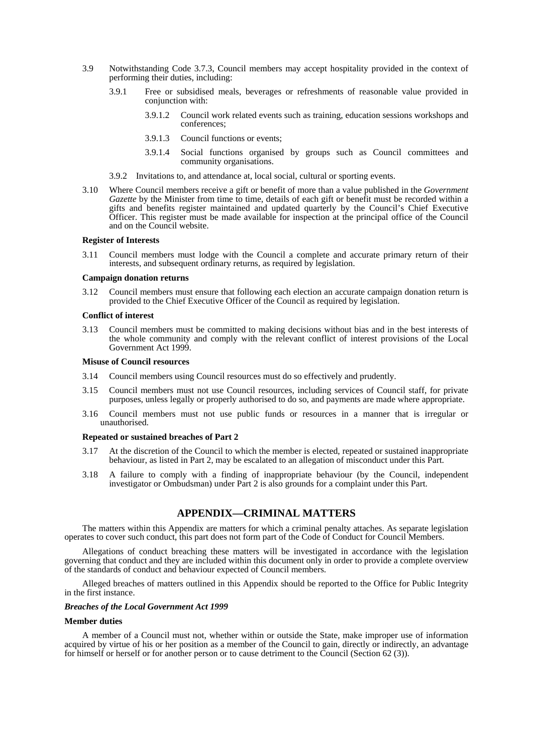3.9 Notwithstanding Code 3.7.3, Council members may accept hospitality provided in the context of performing their duties, including:

3.9.1 Free or subsidised meals, beverages or refreshments of reasonable value provided in conjunction with:

3.9.1.2 Council work related events such as training, education sessions workshops and conferences;

3.9.1.3 Council functions or events;

3.9.1.4 Social functions organised by groups such as Council committees and community organisations.

3.9.2 Invitations to, and attendance at, local social, cultural or sporting events.

3.10 Where Council members receive a gift or benefit of more than a value published in the *Government Gazette* by the Minister from time to time, details of each gift or benefit must be recorded within a gifts and benefits register maintained and updated quarterly by the Council's Chief Executive Officer. This register must be made available for inspection at the principal office of the Council and on the Council website.

**Register of Interests**

3.11 Council members must lodge with the Council a complete and accurate primary return of their interests, and subsequent ordinary returns, as required by legislation.

**Campaign donation returns**

3.12 Council members must ensure that following each election an accurate campaign donation return is provided to the Chief Executive Officer of the Council as required by legislation.

**Conflict of interest**

3.13 Council members must be committed to making decisions without bias and in the best interests of the whole community and comply with the relevant conflict of interest provisions of the Local Government Act 1999.

**Misuse of Council resources**

3.14 Council members using Council resources must do so effectively and prudently.

3.15 Council members must not use Council resources, including services of Council staff, for private purposes, unless legally or properly authorised to do so, and payments are made where appropriate.

3.16 Council members must not use public funds or resources in a manner that is irregular or unauthorised.

**Repeated or sustained breaches of Part 2**

3.17 At the discretion of the Council to which the member is elected, repeated or sustained inappropriate behaviour, as listed in Part 2, may be escalated to an allegation of misconduct under this Part.

3.18 A failure to comply with a finding of inappropriate behaviour (by the Council, independent investigator or Ombudsman) under Part 2 is also grounds for a complaint under this Part.

## APPENDIX—CRIMINAL MATTERS

The matters within this Appendix are matters for which a criminal penalty attaches. As separate legislation operates to cover such conduct, this part does not form part of the Code of Conduct for Council Members.

Allegations of conduct breaching these matters will be investigated in accordance with the legislation governing that conduct and they are included within this document only in order to provide a complete overview of the standards of conduct and behaviour expected of Council members.

Alleged breaches of matters outlined in this Appendix should be reported to the Office for Public Integrity in the first instance.

***Breaches of the Local Government Act 1999***

**Member duties**

A member of a Council must not, whether within or outside the State, make improper use of information acquired by virtue of his or her position as a member of the Council to gain, directly or indirectly, an advantage for himself or herself or for another person or to cause detriment to the Council (Section 62 (3)).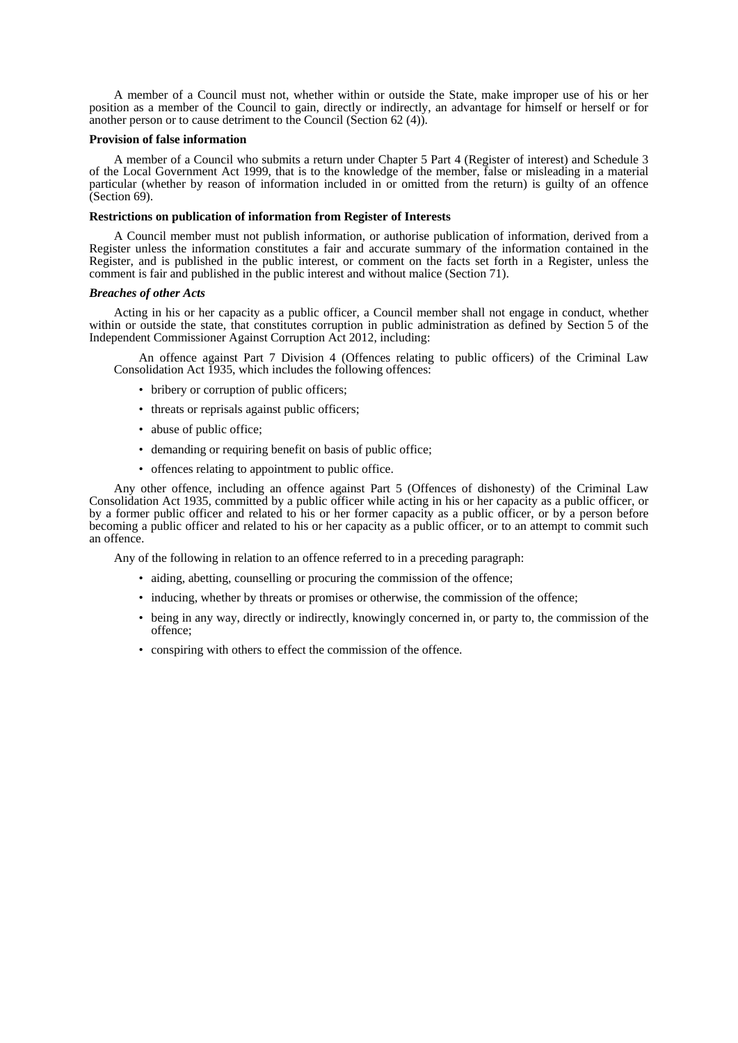A member of a Council must not, whether within or outside the State, make improper use of his or her position as a member of the Council to gain, directly or indirectly, an advantage for himself or herself or for another person or to cause detriment to the Council (Section 62 (4)).

**Provision of false information**

A member of a Council who submits a return under Chapter 5 Part 4 (Register of interest) and Schedule 3 of the Local Government Act 1999, that is to the knowledge of the member, false or misleading in a material particular (whether by reason of information included in or omitted from the return) is guilty of an offence (Section 69).

**Restrictions on publication of information from Register of Interests**

A Council member must not publish information, or authorise publication of information, derived from a Register unless the information constitutes a fair and accurate summary of the information contained in the Register, and is published in the public interest, or comment on the facts set forth in a Register, unless the comment is fair and published in the public interest and without malice (Section 71).

***Breaches of other Acts***

Acting in his or her capacity as a public officer, a Council member shall not engage in conduct, whether within or outside the state, that constitutes corruption in public administration as defined by Section 5 of the Independent Commissioner Against Corruption Act 2012, including:

An offence against Part 7 Division 4 (Offences relating to public officers) of the Criminal Law Consolidation Act 1935, which includes the following offences:

- bribery or corruption of public officers;
- threats or reprisals against public officers;
- abuse of public office;
- demanding or requiring benefit on basis of public office;
- offences relating to appointment to public office.

Any other offence, including an offence against Part 5 (Offences of dishonesty) of the Criminal Law Consolidation Act 1935, committed by a public officer while acting in his or her capacity as a public officer, or by a former public officer and related to his or her former capacity as a public officer, or by a person before becoming a public officer and related to his or her capacity as a public officer, or to an attempt to commit such an offence.

Any of the following in relation to an offence referred to in a preceding paragraph:

- aiding, abetting, counselling or procuring the commission of the offence;
- inducing, whether by threats or promises or otherwise, the commission of the offence;
- being in any way, directly or indirectly, knowingly concerned in, or party to, the commission of the offence;
- conspiring with others to effect the commission of the offence.